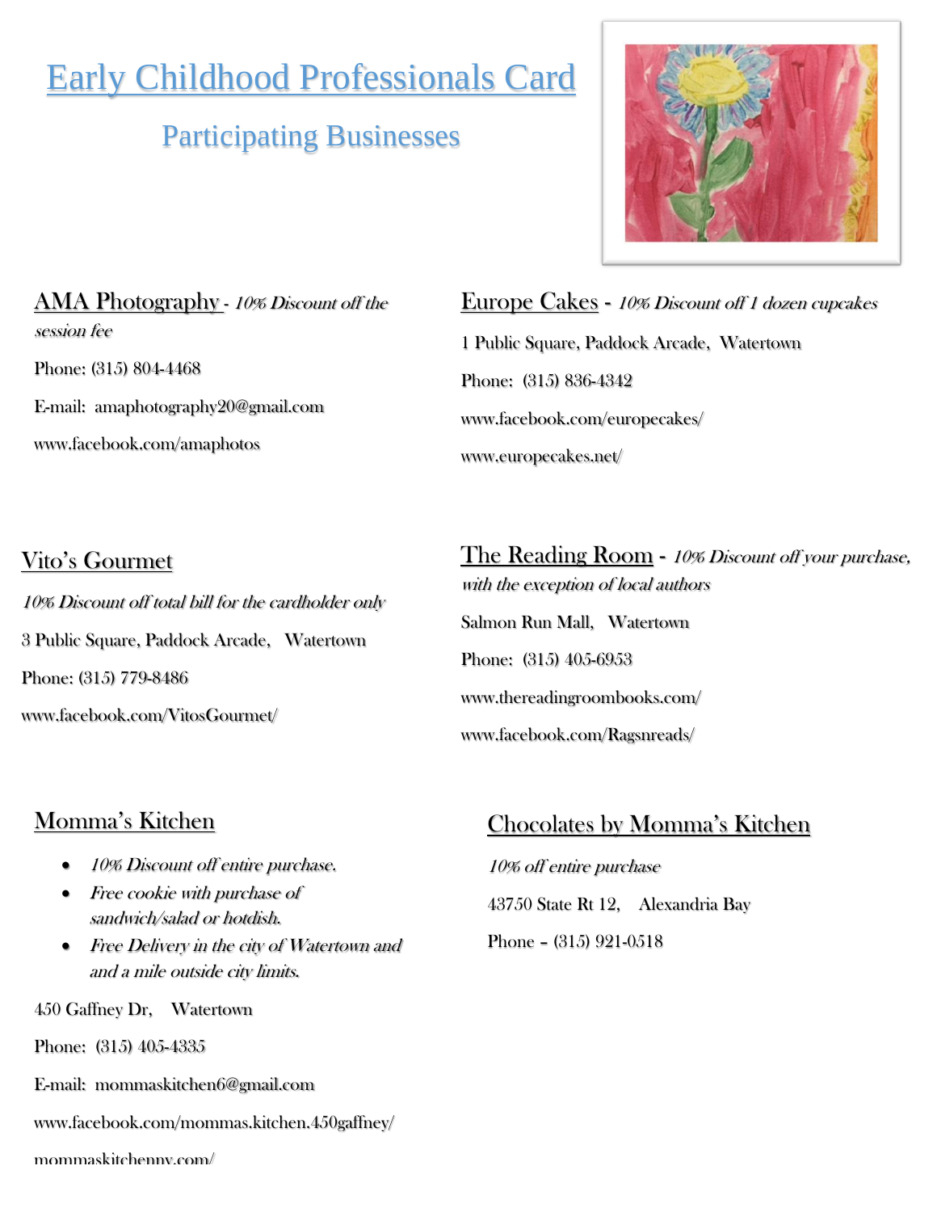# Early Childhood Professionals Card

## Participating Businesses

### AMA Photography - *10% Discount off the session fee*

Phone: (315) 804-4468

E-mail: amaphotography20@gmail.com

www.facebook.com/amaphotos

### Europe Cakes - *10% Discount off 1 dozen cupcakes*

1 Public Square, Paddock Arcade, Watertown

Phone: (315) 836-4342

www.facebook.com/europecakes/

www.europecakes.net/

### Vito's Gourmet

*10% Discount off total bill for the cardholder only*

3 Public Square, Paddock Arcade, Watertown

Phone: (315) 779-8486

www.facebook.com/VitosGourmet/

### The Reading Room - *10% Discount off your purchase, with the exception of local authors*

Salmon Run Mall, Watertown

Phone: (315) 405-6953

www.thereadingroombooks.com/

www.facebook.com/Ragsnreads/

### Momma's Kitchen

- *10% Discount off entire purchase.*
- *Free cookie with purchase of sandwich/salad or hotdish.*
- *Free Delivery in the city of Watertown and and a mile outside city limits.*

450 Gaffney Dr, Watertown

Phone: (315) 405-4335

E-mail: mommaskitchen6@gmail.com

www.facebook.com/mommas.kitchen.450gaffney/

mommaskitchenny.com/

### Chocolates by Momma's Kitchen

*10% off entire purchase*

43750 State Rt 12, Alexandria Bay

Phone – (315) 921-0518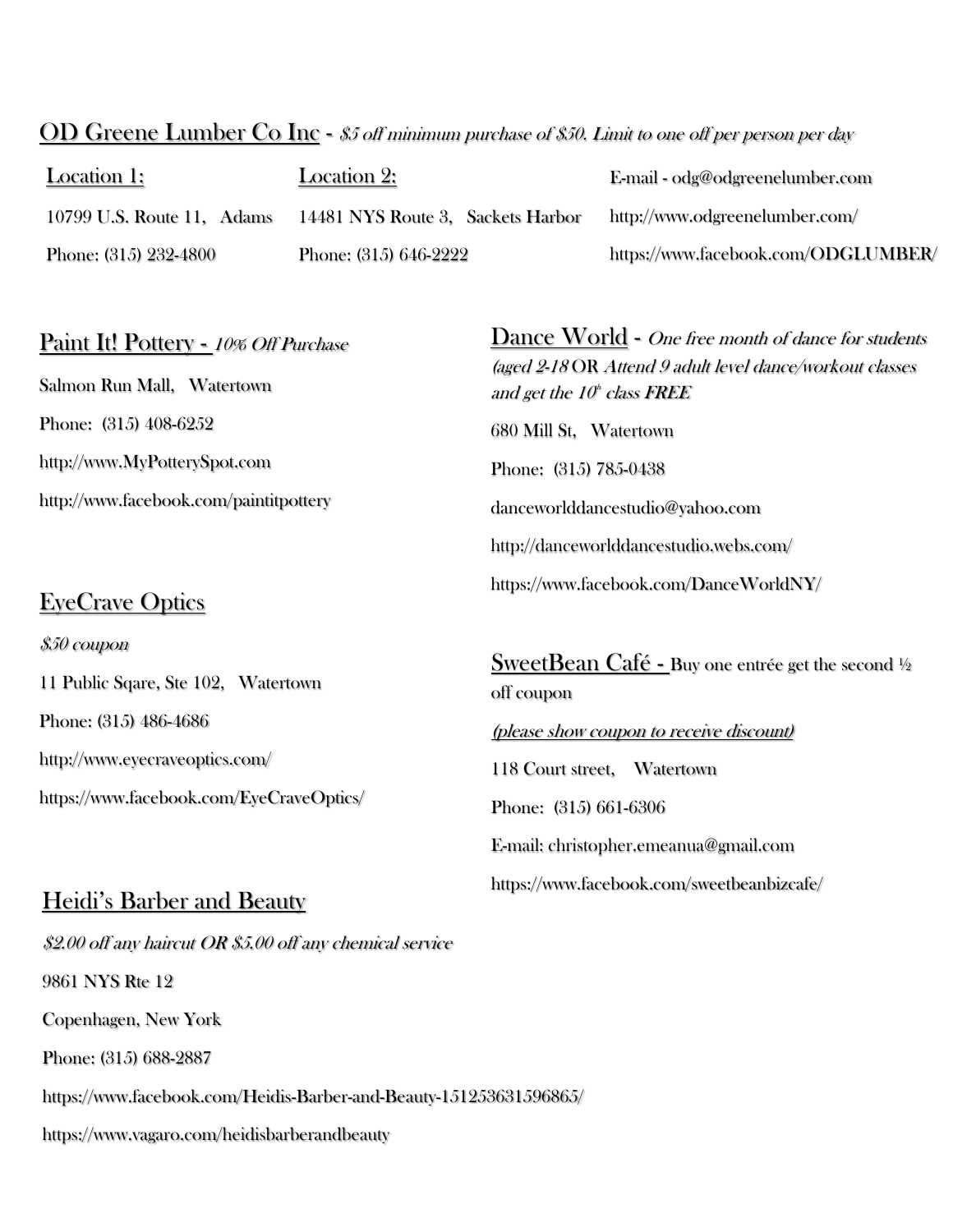## OD Greene Lumber Co Inc - *$5 off minimum purchase of $50. Limit to one off per person per day*

| Location 1: | Location 2: | |
|---|---|---|
| 10799 U.S. Route 11, Adams | 14481 NYS Route 3, Sackets Harbor | E-mail - odg@odgreenelumber.com |
| Phone: (315) 232-4800 | Phone: (315) 646-2222 | http://www.odgreenelumber.com/ |
| | | https://www.facebook.com/ODGLUMBER/ |

## Paint It! Pottery - *10% Off Purchase*

Salmon Run Mall, Watertown

Phone: (315) 408-6252

http://www.MyPotterySpot.com

http://www.facebook.com/paintitpottery

## EyeCrave Optics

*$50 coupon*

11 Public Sqare, Ste 102, Watertown

Phone: (315) 486-4686

http://www.eyecraveoptics.com/

https://www.facebook.com/EyeCraveOptics/

## Heidi's Barber and Beauty

*$2.00 off any haircut OR $5.00 off any chemical service*

9861 NYS Rte 12

Copenhagen, New York

Phone: (315) 688-2887

https://www.facebook.com/Heidis-Barber-and-Beauty-151253631596865/

https://www.vagaro.com/heidisbarberandbeauty

## Dance World - *One free month of dance for students (aged 2-18* OR *Attend 9 adult level dance/workout classes and get the 10th class FREE*

680 Mill St, Watertown

Phone: (315) 785-0438

danceworlddancestudio@yahoo.com

http://danceworlddancestudio.webs.com/

https://www.facebook.com/DanceWorldNY/

## SweetBean Café - Buy one entrée get the second ½ off coupon

*(please show coupon to receive discount)*

118 Court street, Watertown

Phone: (315) 661-6306

E-mail: christopher.emeanua@gmail.com

https://www.facebook.com/sweetbeanbizcafe/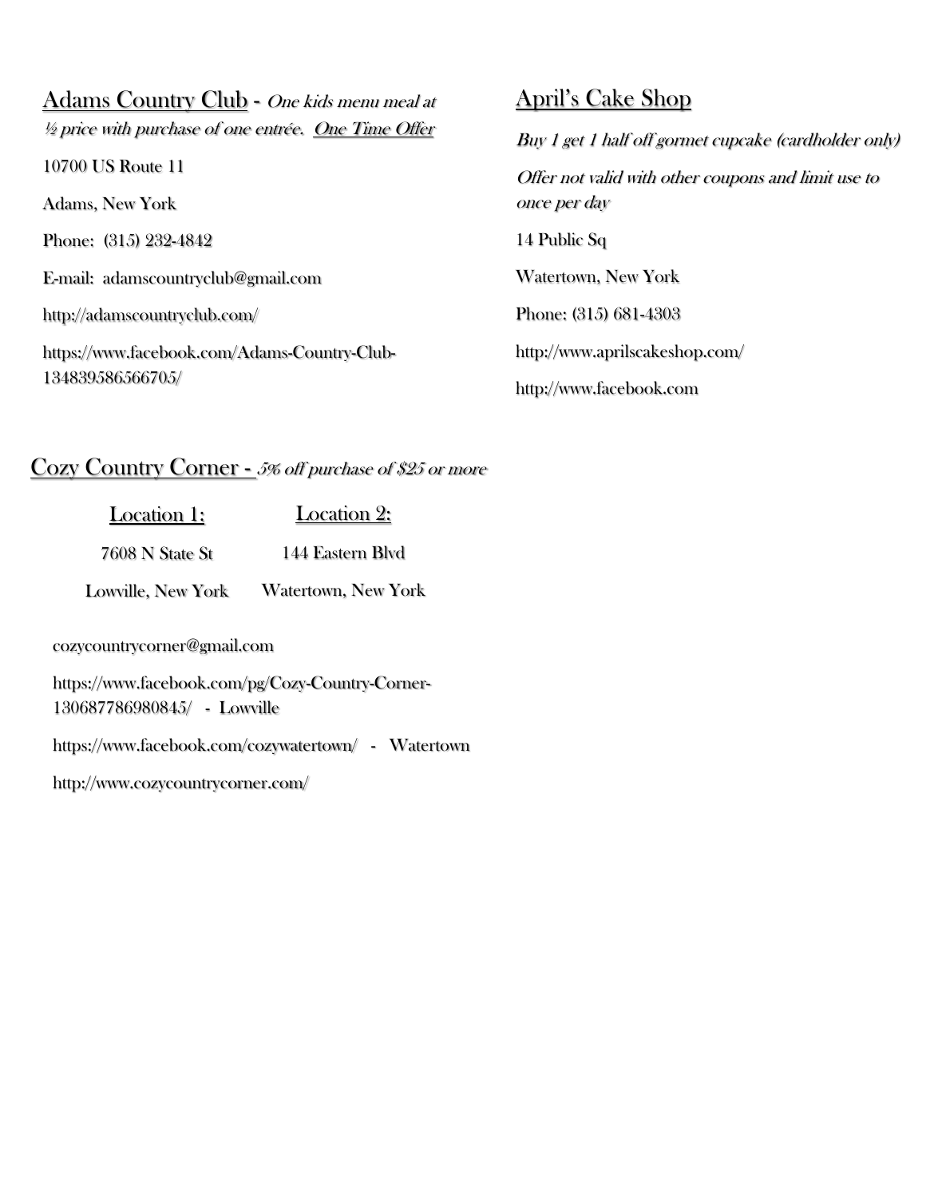## Adams Country Club - *One kids menu meal at ½ price with purchase of one entrée. One Time Offer*

10700 US Route 11

Adams, New York

Phone: (315) 232-4842

E-mail: adamscountryclub@gmail.com

http://adamscountryclub.com/

https://www.facebook.com/Adams-Country-Club-134839586566705/

## April's Cake Shop

*Buy 1 get 1 half off gormet cupcake (cardholder only)*

*Offer not valid with other coupons and limit use to once per day*

14 Public Sq

Watertown, New York

Phone: (315) 681-4303

http://www.aprilscakeshop.com/

http://www.facebook.com

## Cozy Country Corner - *5% off purchase of $25 or more*

| Location 1: | Location 2: |
|---|---|
| 7608 N State St | 144 Eastern Blvd |
| Lowville, New York | Watertown, New York |

cozycountrycorner@gmail.com

https://www.facebook.com/pg/Cozy-Country-Corner-130687786980845/ - Lowville

https://www.facebook.com/cozywatertown/ - Watertown

http://www.cozycountrycorner.com/